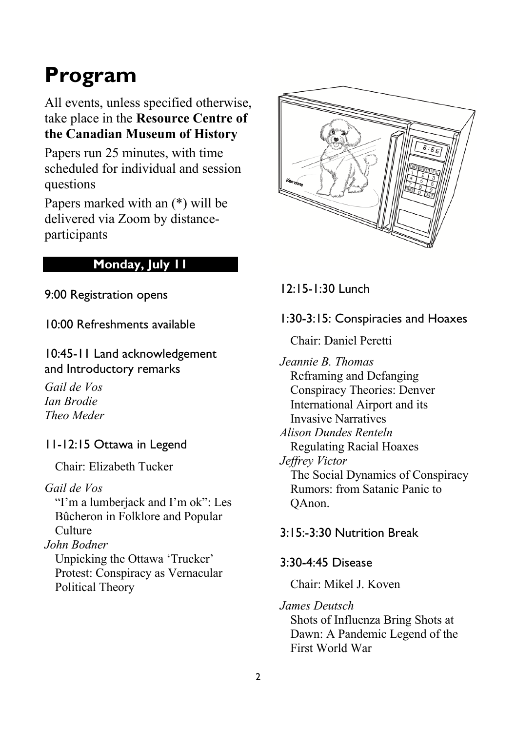# Program

All events, unless specified otherwise, take place in the **Resource Centre of the Canadian Museum of History**

Papers run 25 minutes, with time scheduled for individual and session questions

Papers marked with an (*) will be delivered via Zoom by distance-participants

## Monday, July 11

9:00 Registration opens

10:00 Refreshments available

10:45-11 Land acknowledgement and Introductory remarks

*Gail de Vos*
*Ian Brodie*
*Theo Meder*

### 11-12:15 Ottawa in Legend

Chair: Elizabeth Tucker

*Gail de Vos*
"I'm a lumberjack and I'm ok": Les Bûcheron in Folklore and Popular Culture

*John Bodner*
Unpicking the Ottawa 'Trucker' Protest: Conspiracy as Vernacular Political Theory

12:15-1:30 Lunch

### 1:30-3:15: Conspiracies and Hoaxes

Chair: Daniel Peretti

*Jeannie B. Thomas*
Reframing and Defanging Conspiracy Theories: Denver International Airport and its Invasive Narratives

*Alison Dundes Renteln*
Regulating Racial Hoaxes

*Jeffrey Victor*
The Social Dynamics of Conspiracy Rumors: from Satanic Panic to QAnon.

3:15:-3:30 Nutrition Break

### 3:30-4:45 Disease

Chair: Mikel J. Koven

*James Deutsch*
Shots of Influenza Bring Shots at Dawn: A Pandemic Legend of the First World War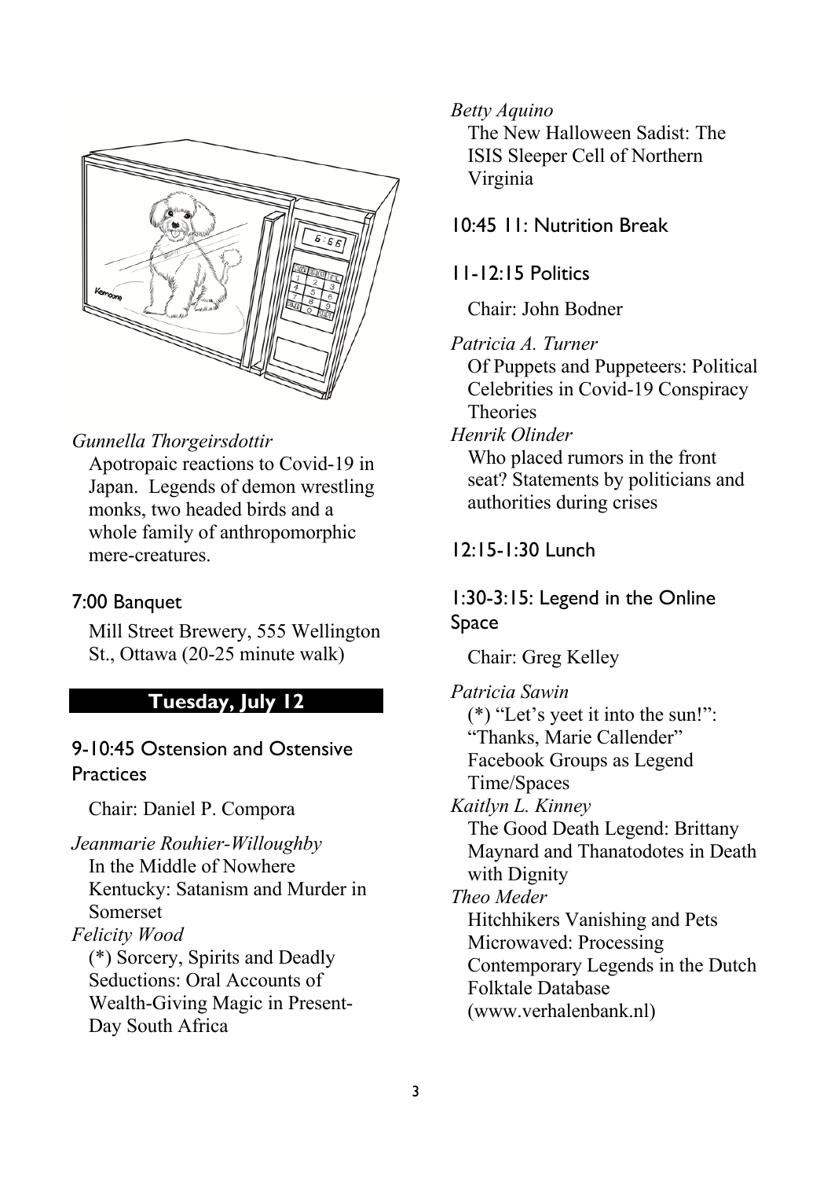*Gunnella Thorgeirsdottir*
Apotropaic reactions to Covid-19 in Japan. Legends of demon wrestling monks, two headed birds and a whole family of anthropomorphic mere-creatures.

### 7:00 Banquet

Mill Street Brewery, 555 Wellington St., Ottawa (20-25 minute walk)

## Tuesday, July 12

### 9-10:45 Ostension and Ostensive Practices

Chair: Daniel P. Compora

*Jeanmarie Rouhier-Willoughby*
In the Middle of Nowhere Kentucky: Satanism and Murder in Somerset

*Felicity Wood*
(*) Sorcery, Spirits and Deadly Seductions: Oral Accounts of Wealth-Giving Magic in Present-Day South Africa

*Betty Aquino*
The New Halloween Sadist: The ISIS Sleeper Cell of Northern Virginia

### 10:45 11: Nutrition Break

### 11-12:15 Politics

Chair: John Bodner

*Patricia A. Turner*
Of Puppets and Puppeteers: Political Celebrities in Covid-19 Conspiracy Theories

*Henrik Olinder*
Who placed rumors in the front seat? Statements by politicians and authorities during crises

### 12:15-1:30 Lunch

### 1:30-3:15: Legend in the Online Space

Chair: Greg Kelley

*Patricia Sawin*
(*) "Let's yeet it into the sun!": "Thanks, Marie Callender" Facebook Groups as Legend Time/Spaces

*Kaitlyn L. Kinney*
The Good Death Legend: Brittany Maynard and Thanatodotes in Death with Dignity

*Theo Meder*
Hitchhikers Vanishing and Pets Microwaved: Processing Contemporary Legends in the Dutch Folktale Database (www.verhalenbank.nl)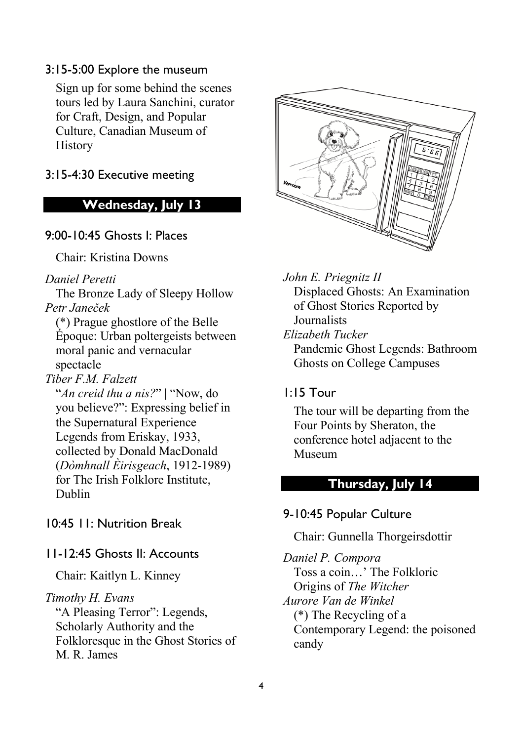### 3:15-5:00 Explore the museum

Sign up for some behind the scenes tours led by Laura Sanchini, curator for Craft, Design, and Popular Culture, Canadian Museum of History

### 3:15-4:30 Executive meeting

## Wednesday, July 13

### 9:00-10:45 Ghosts I: Places

Chair: Kristina Downs

*Daniel Peretti*
The Bronze Lady of Sleepy Hollow

*Petr Janeček*
(*) Prague ghostlore of the Belle Époque: Urban poltergeists between moral panic and vernacular spectacle

*Tiber F.M. Falzett*
"*An creid thu a nis?*" | "Now, do you believe?": Expressing belief in the Supernatural Experience Legends from Eriskay, 1933, collected by Donald MacDonald (*Dòmhnall Èirisgeach*, 1912-1989) for The Irish Folklore Institute, Dublin

### 10:45 11: Nutrition Break

### 11-12:45 Ghosts II: Accounts

Chair: Kaitlyn L. Kinney

*Timothy H. Evans*
"A Pleasing Terror": Legends, Scholarly Authority and the Folkloresque in the Ghost Stories of M. R. James

*John E. Priegnitz II*
Displaced Ghosts: An Examination of Ghost Stories Reported by Journalists

*Elizabeth Tucker*
Pandemic Ghost Legends: Bathroom Ghosts on College Campuses

### 1:15 Tour

The tour will be departing from the Four Points by Sheraton, the conference hotel adjacent to the Museum

## Thursday, July 14

### 9-10:45 Popular Culture

Chair: Gunnella Thorgeirsdottir

*Daniel P. Compora*
Toss a coin…' The Folkloric Origins of *The Witcher*

*Aurore Van de Winkel*
(*) The Recycling of a Contemporary Legend: the poisoned candy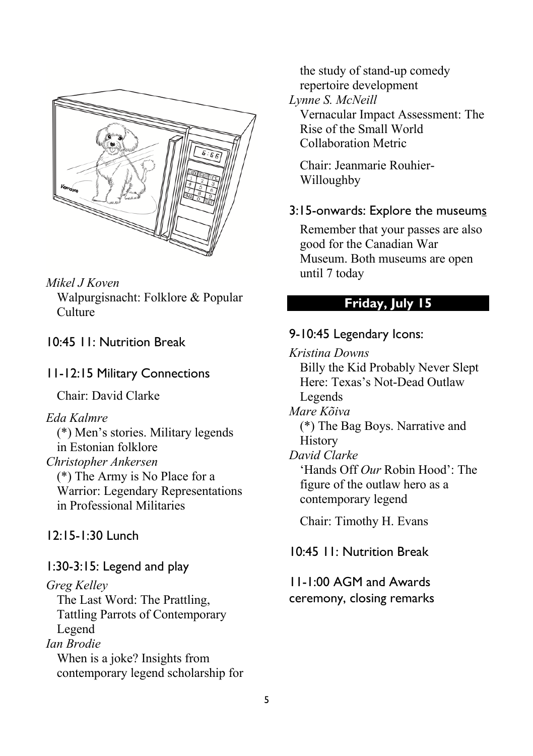*Mikel J Koven*
Walpurgisnacht: Folklore & Popular Culture

### 10:45 11: Nutrition Break

### 11-12:15 Military Connections

Chair: David Clarke

*Eda Kalmre*
(*) Men's stories. Military legends in Estonian folklore

*Christopher Ankersen*
(*) The Army is No Place for a Warrior: Legendary Representations in Professional Militaries

### 12:15-1:30 Lunch

### 1:30-3:15: Legend and play

*Greg Kelley*
The Last Word: The Prattling, Tattling Parrots of Contemporary Legend

*Ian Brodie*
When is a joke? Insights from contemporary legend scholarship for the study of stand-up comedy repertoire development

*Lynne S. McNeill*
Vernacular Impact Assessment: The Rise of the Small World Collaboration Metric

Chair: Jeanmarie Rouhier-Willoughby

### 3:15-onwards: Explore the museums

Remember that your passes are also good for the Canadian War Museum. Both museums are open until 7 today

## Friday, July 15

### 9-10:45 Legendary Icons:

*Kristina Downs*
Billy the Kid Probably Never Slept Here: Texas's Not-Dead Outlaw Legends

*Mare Kõiva*
(*) The Bag Boys. Narrative and History

*David Clarke*
'Hands Off *Our* Robin Hood': The figure of the outlaw hero as a contemporary legend

Chair: Timothy H. Evans

### 10:45 11: Nutrition Break

### 11-1:00 AGM and Awards ceremony, closing remarks